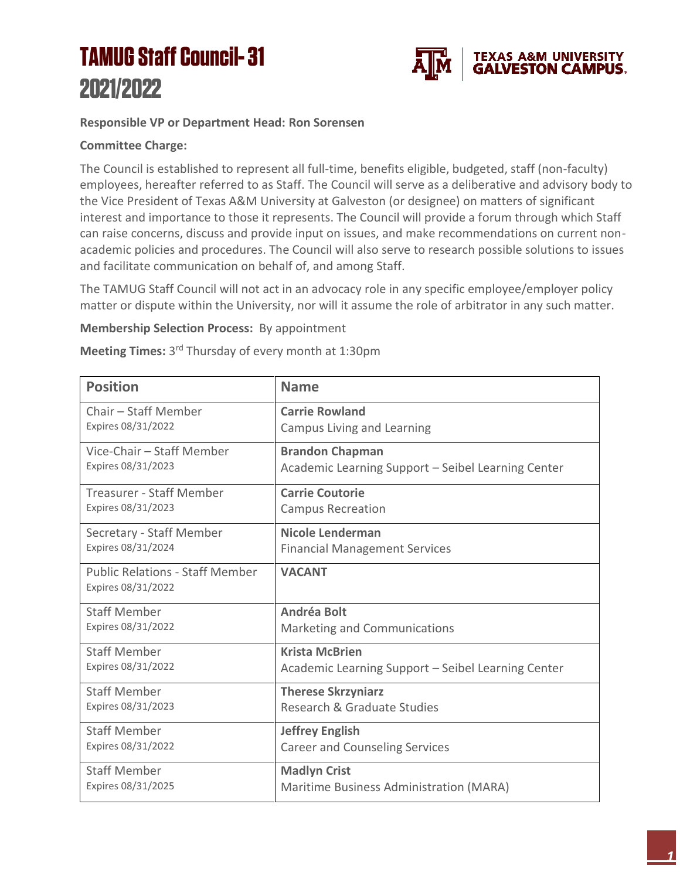# TAMUG Staff Council- 31
# 2021/2022

TEXAS A&M UNIVERSITY
GALVESTON CAMPUS.

**Responsible VP or Department Head: Ron Sorensen**

**Committee Charge:**

The Council is established to represent all full-time, benefits eligible, budgeted, staff (non-faculty) employees, hereafter referred to as Staff. The Council will serve as a deliberative and advisory body to the Vice President of Texas A&M University at Galveston (or designee) on matters of significant interest and importance to those it represents. The Council will provide a forum through which Staff can raise concerns, discuss and provide input on issues, and make recommendations on current non-academic policies and procedures. The Council will also serve to research possible solutions to issues and facilitate communication on behalf of, and among Staff.

The TAMUG Staff Council will not act in an advocacy role in any specific employee/employer policy matter or dispute within the University, nor will it assume the role of arbitrator in any such matter.

**Membership Selection Process:** By appointment

**Meeting Times:** 3rd Thursday of every month at 1:30pm

| Position | Name |
|---|---|
| Chair – Staff Member<br>Expires 08/31/2022 | **Carrie Rowland**<br>Campus Living and Learning |
| Vice-Chair – Staff Member<br>Expires 08/31/2023 | **Brandon Chapman**<br>Academic Learning Support – Seibel Learning Center |
| Treasurer - Staff Member<br>Expires 08/31/2023 | **Carrie Coutorie**<br>Campus Recreation |
| Secretary - Staff Member<br>Expires 08/31/2024 | **Nicole Lenderman**<br>Financial Management Services |
| Public Relations - Staff Member<br>Expires 08/31/2022 | **VACANT** |
| Staff Member<br>Expires 08/31/2022 | **Andréa Bolt**<br>Marketing and Communications |
| Staff Member<br>Expires 08/31/2022 | **Krista McBrien**<br>Academic Learning Support – Seibel Learning Center |
| Staff Member<br>Expires 08/31/2023 | **Therese Skrzyniarz**<br>Research & Graduate Studies |
| Staff Member<br>Expires 08/31/2022 | **Jeffrey English**<br>Career and Counseling Services |
| Staff Member<br>Expires 08/31/2025 | **Madlyn Crist**<br>Maritime Business Administration (MARA) |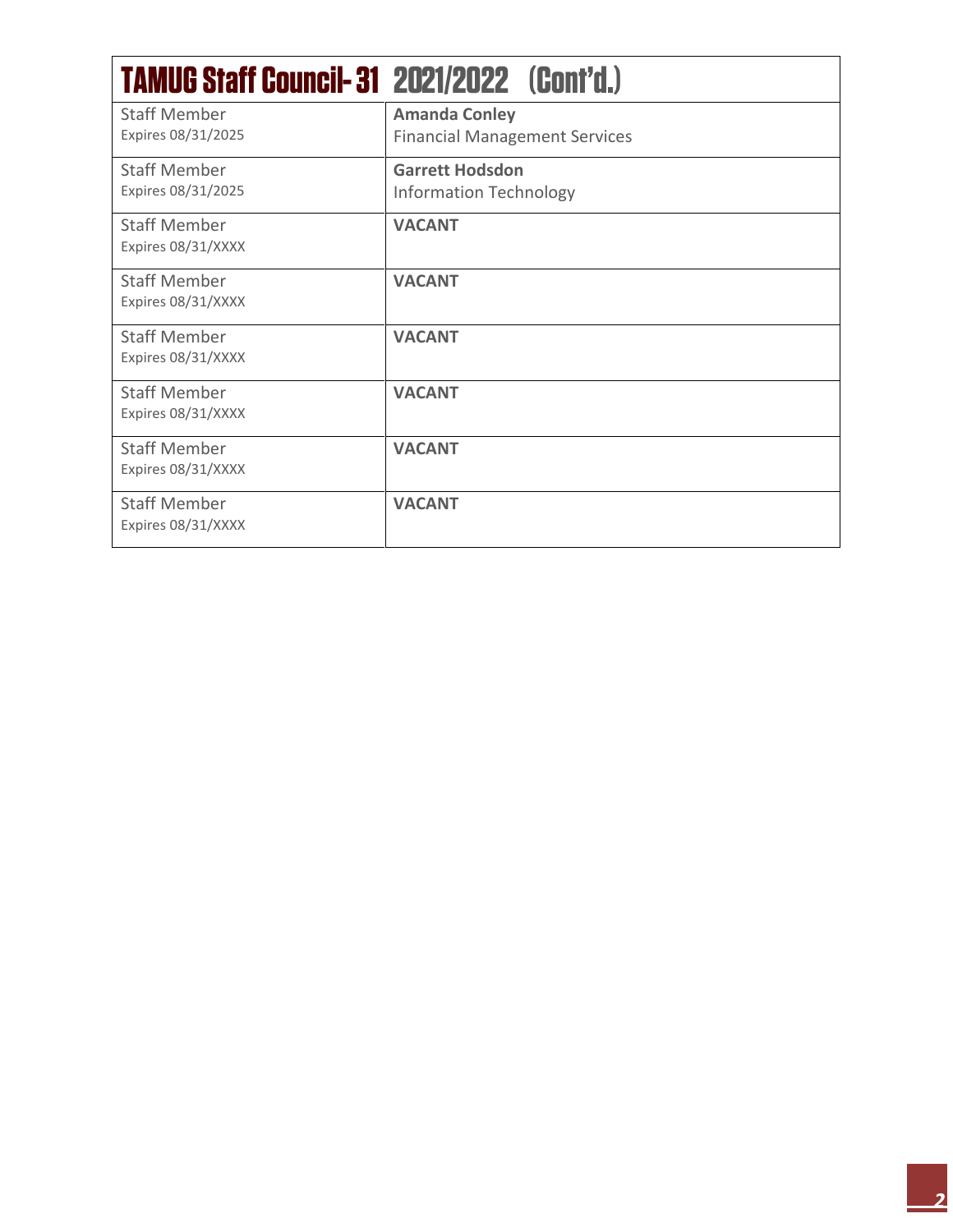| TAMUG Staff Council- 31 2021/2022 (Cont'd.) | |
|---|---|
| Staff Member<br>Expires 08/31/2025 | **Amanda Conley**<br>Financial Management Services |
| Staff Member<br>Expires 08/31/2025 | **Garrett Hodsdon**<br>Information Technology |
| Staff Member<br>Expires 08/31/XXXX | **VACANT** |
| Staff Member<br>Expires 08/31/XXXX | **VACANT** |
| Staff Member<br>Expires 08/31/XXXX | **VACANT** |
| Staff Member<br>Expires 08/31/XXXX | **VACANT** |
| Staff Member<br>Expires 08/31/XXXX | **VACANT** |
| Staff Member<br>Expires 08/31/XXXX | **VACANT** |